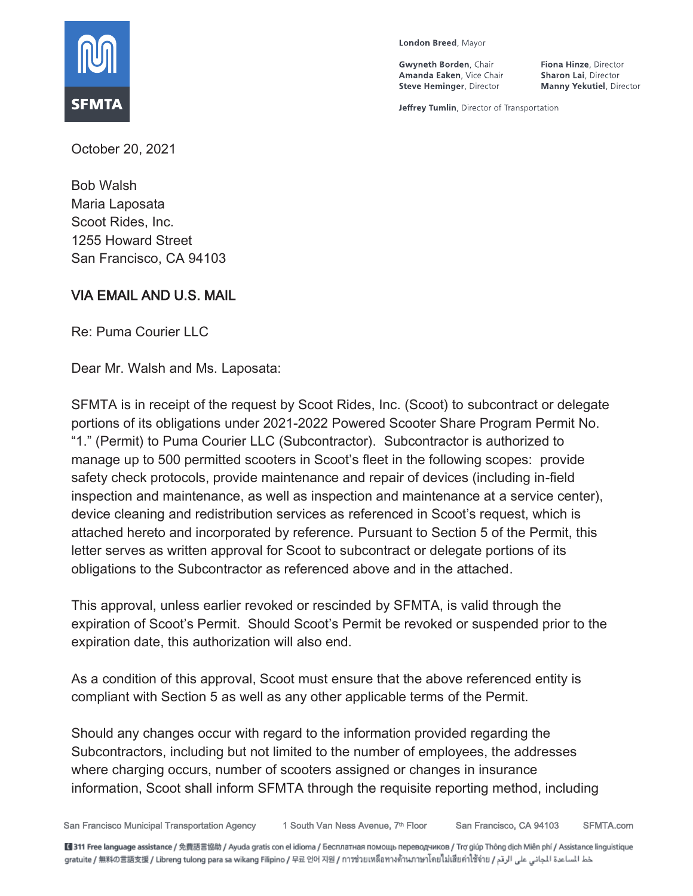SFMTA

London Breed, Mayor

Gwyneth Borden, Chair
Amanda Eaken, Vice Chair
Steve Heminger, Director
Fiona Hinze, Director
Sharon Lai, Director
Manny Yekutiel, Director

Jeffrey Tumlin, Director of Transportation

October 20, 2021

Bob Walsh
Maria Laposata
Scoot Rides, Inc.
1255 Howard Street
San Francisco, CA 94103

VIA EMAIL AND U.S. MAIL

Re: Puma Courier LLC

Dear Mr. Walsh and Ms. Laposata:

SFMTA is in receipt of the request by Scoot Rides, Inc. (Scoot) to subcontract or delegate portions of its obligations under 2021-2022 Powered Scooter Share Program Permit No. "1." (Permit) to Puma Courier LLC (Subcontractor). Subcontractor is authorized to manage up to 500 permitted scooters in Scoot's fleet in the following scopes: provide safety check protocols, provide maintenance and repair of devices (including in-field inspection and maintenance, as well as inspection and maintenance at a service center), device cleaning and redistribution services as referenced in Scoot's request, which is attached hereto and incorporated by reference. Pursuant to Section 5 of the Permit, this letter serves as written approval for Scoot to subcontract or delegate portions of its obligations to the Subcontractor as referenced above and in the attached.

This approval, unless earlier revoked or rescinded by SFMTA, is valid through the expiration of Scoot's Permit. Should Scoot's Permit be revoked or suspended prior to the expiration date, this authorization will also end.

As a condition of this approval, Scoot must ensure that the above referenced entity is compliant with Section 5 as well as any other applicable terms of the Permit.

Should any changes occur with regard to the information provided regarding the Subcontractors, including but not limited to the number of employees, the addresses where charging occurs, number of scooters assigned or changes in insurance information, Scoot shall inform SFMTA through the requisite reporting method, including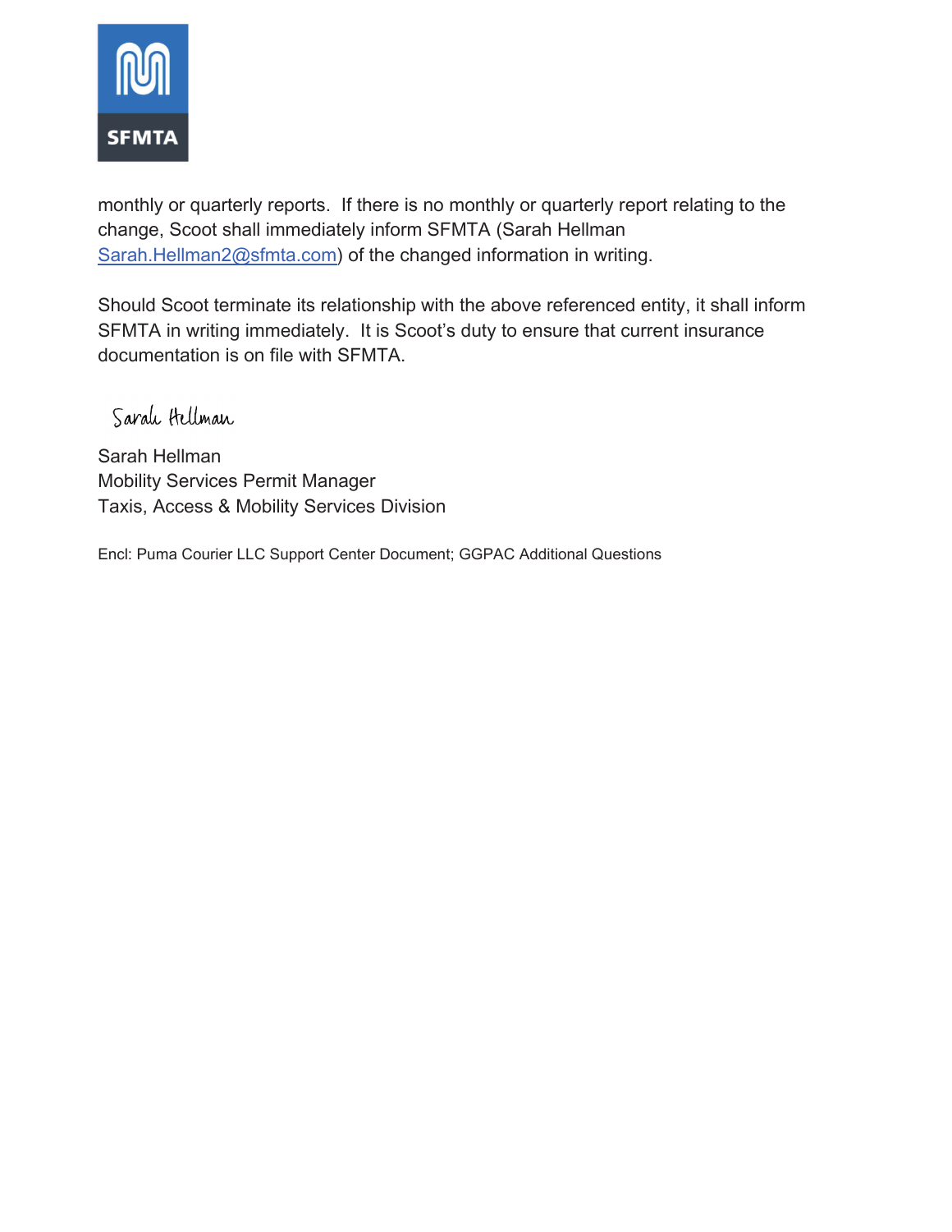monthly or quarterly reports. If there is no monthly or quarterly report relating to the change, Scoot shall immediately inform SFMTA (Sarah Hellman Sarah.Hellman2@sfmta.com) of the changed information in writing.

Should Scoot terminate its relationship with the above referenced entity, it shall inform SFMTA in writing immediately. It is Scoot's duty to ensure that current insurance documentation is on file with SFMTA.

Sarah Hellman

Sarah Hellman
Mobility Services Permit Manager
Taxis, Access & Mobility Services Division

Encl: Puma Courier LLC Support Center Document; GGPAC Additional Questions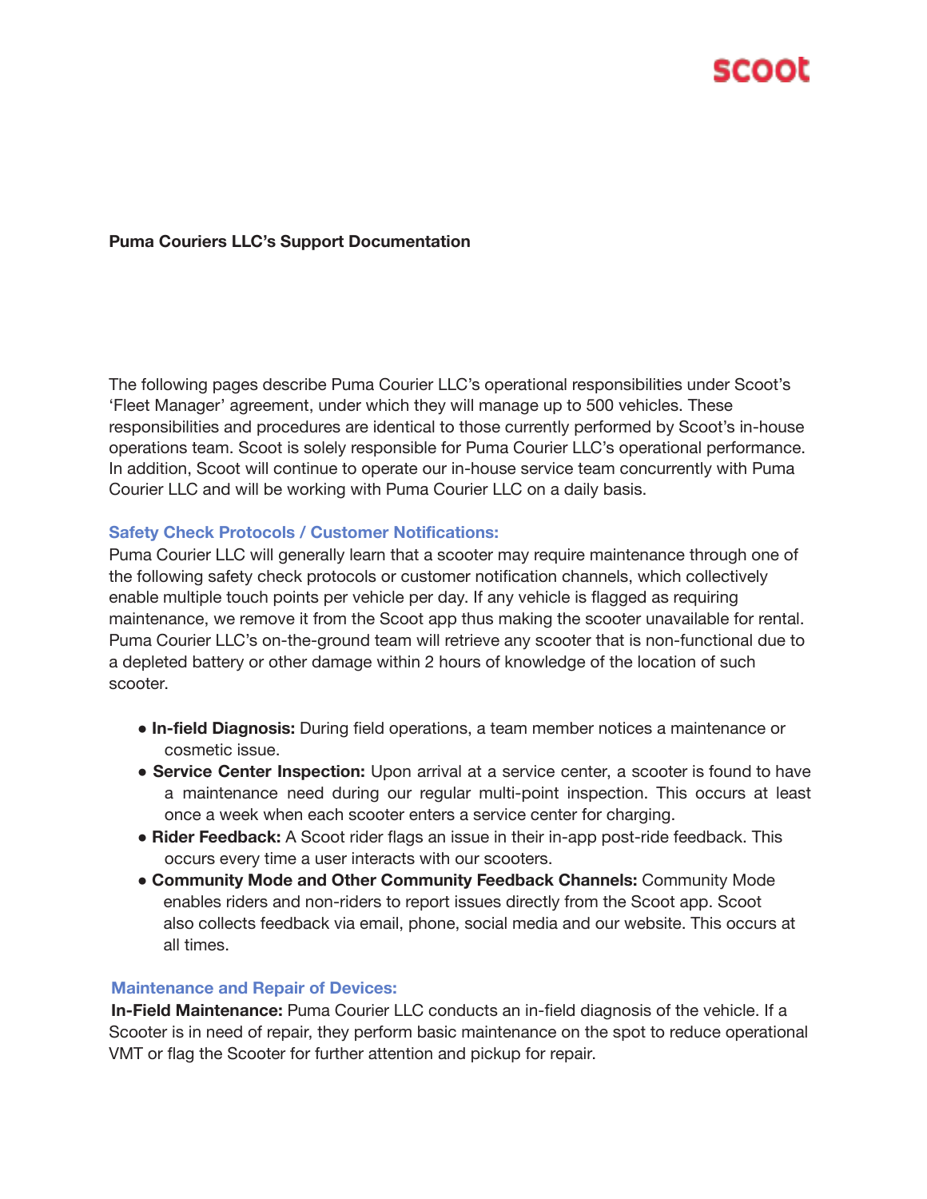**Puma Couriers LLC's Support Documentation**

The following pages describe Puma Courier LLC's operational responsibilities under Scoot's 'Fleet Manager' agreement, under which they will manage up to 500 vehicles. These responsibilities and procedures are identical to those currently performed by Scoot's in-house operations team. Scoot is solely responsible for Puma Courier LLC's operational performance. In addition, Scoot will continue to operate our in-house service team concurrently with Puma Courier LLC and will be working with Puma Courier LLC on a daily basis.

### Safety Check Protocols / Customer Notifications:

Puma Courier LLC will generally learn that a scooter may require maintenance through one of the following safety check protocols or customer notification channels, which collectively enable multiple touch points per vehicle per day. If any vehicle is flagged as requiring maintenance, we remove it from the Scoot app thus making the scooter unavailable for rental. Puma Courier LLC's on-the-ground team will retrieve any scooter that is non-functional due to a depleted battery or other damage within 2 hours of knowledge of the location of such scooter.

- **In-field Diagnosis:** During field operations, a team member notices a maintenance or cosmetic issue.
- **Service Center Inspection:** Upon arrival at a service center, a scooter is found to have a maintenance need during our regular multi-point inspection. This occurs at least once a week when each scooter enters a service center for charging.
- **Rider Feedback:** A Scoot rider flags an issue in their in-app post-ride feedback. This occurs every time a user interacts with our scooters.
- **Community Mode and Other Community Feedback Channels:** Community Mode enables riders and non-riders to report issues directly from the Scoot app. Scoot also collects feedback via email, phone, social media and our website. This occurs at all times.

### Maintenance and Repair of Devices:

**In-Field Maintenance:** Puma Courier LLC conducts an in-field diagnosis of the vehicle. If a Scooter is in need of repair, they perform basic maintenance on the spot to reduce operational VMT or flag the Scooter for further attention and pickup for repair.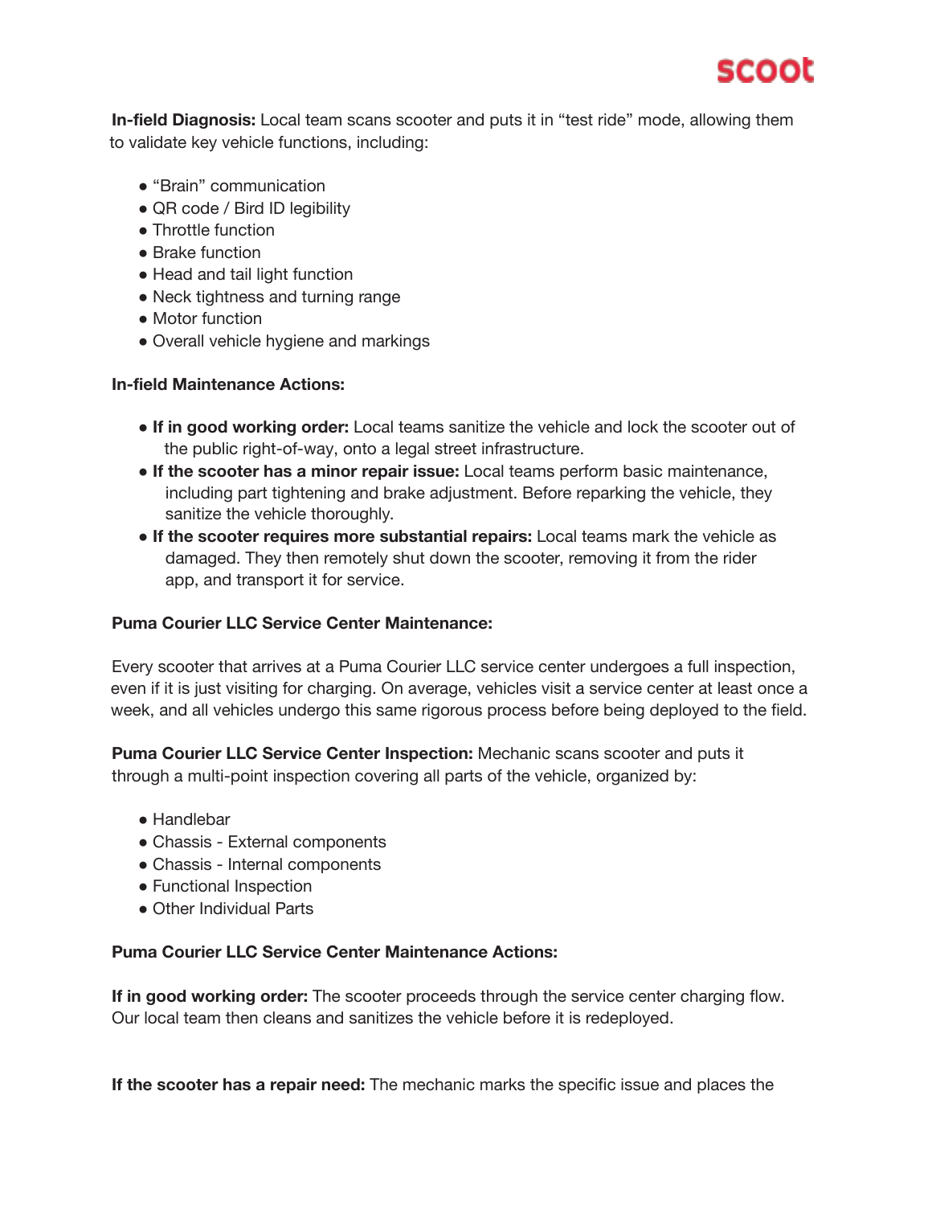**In-field Diagnosis:** Local team scans scooter and puts it in "test ride" mode, allowing them to validate key vehicle functions, including:

- "Brain" communication
- QR code / Bird ID legibility
- Throttle function
- Brake function
- Head and tail light function
- Neck tightness and turning range
- Motor function
- Overall vehicle hygiene and markings

**In-field Maintenance Actions:**

- **If in good working order:** Local teams sanitize the vehicle and lock the scooter out of the public right-of-way, onto a legal street infrastructure.
- **If the scooter has a minor repair issue:** Local teams perform basic maintenance, including part tightening and brake adjustment. Before reparking the vehicle, they sanitize the vehicle thoroughly.
- **If the scooter requires more substantial repairs:** Local teams mark the vehicle as damaged. They then remotely shut down the scooter, removing it from the rider app, and transport it for service.

**Puma Courier LLC Service Center Maintenance:**

Every scooter that arrives at a Puma Courier LLC service center undergoes a full inspection, even if it is just visiting for charging. On average, vehicles visit a service center at least once a week, and all vehicles undergo this same rigorous process before being deployed to the field.

**Puma Courier LLC Service Center Inspection:** Mechanic scans scooter and puts it through a multi-point inspection covering all parts of the vehicle, organized by:

- Handlebar
- Chassis - External components
- Chassis - Internal components
- Functional Inspection
- Other Individual Parts

**Puma Courier LLC Service Center Maintenance Actions:**

**If in good working order:** The scooter proceeds through the service center charging flow. Our local team then cleans and sanitizes the vehicle before it is redeployed.

**If the scooter has a repair need:** The mechanic marks the specific issue and places the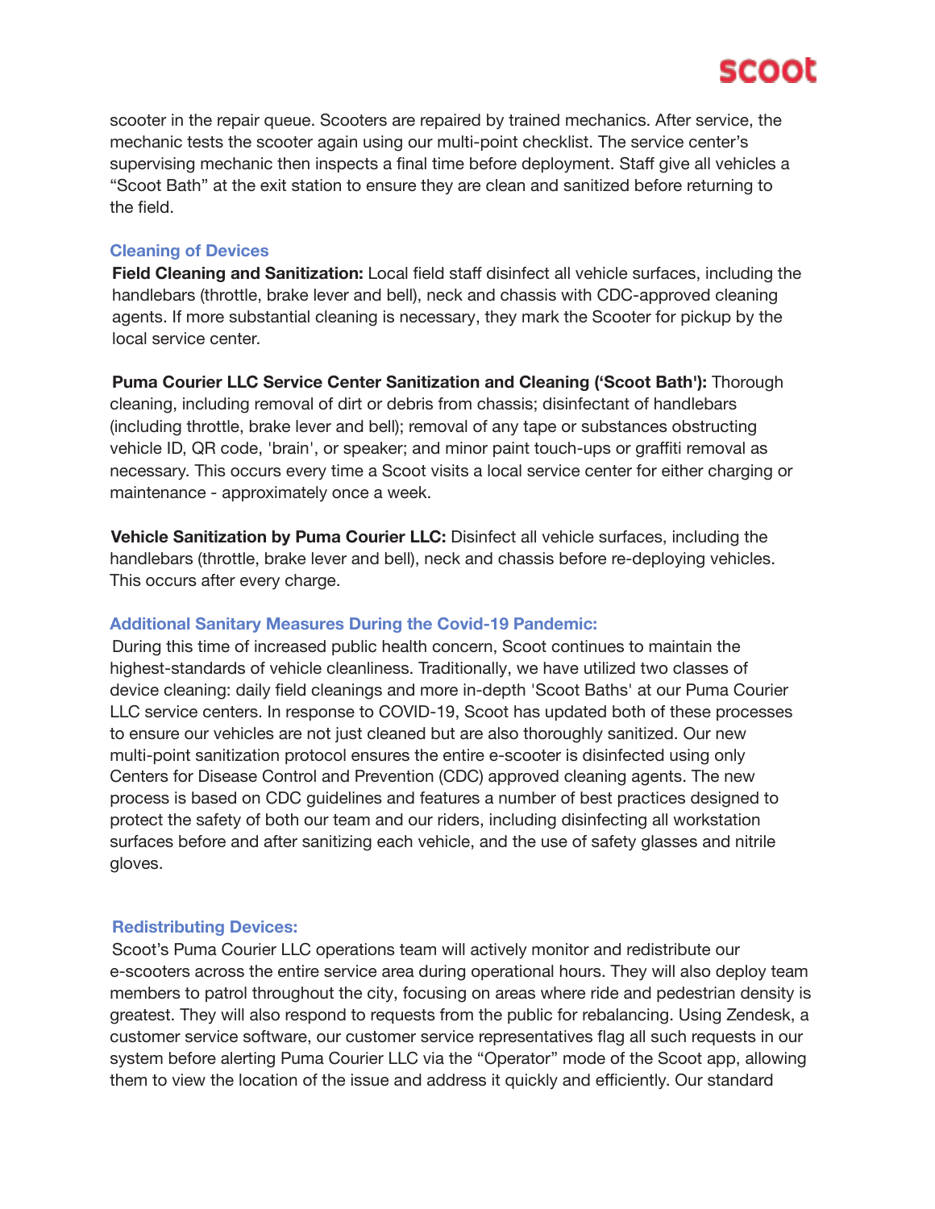scooter in the repair queue. Scooters are repaired by trained mechanics. After service, the mechanic tests the scooter again using our multi-point checklist. The service center's supervising mechanic then inspects a final time before deployment. Staff give all vehicles a "Scoot Bath" at the exit station to ensure they are clean and sanitized before returning to the field.

### Cleaning of Devices

**Field Cleaning and Sanitization:** Local field staff disinfect all vehicle surfaces, including the handlebars (throttle, brake lever and bell), neck and chassis with CDC-approved cleaning agents. If more substantial cleaning is necessary, they mark the Scooter for pickup by the local service center.

**Puma Courier LLC Service Center Sanitization and Cleaning ('Scoot Bath'):** Thorough cleaning, including removal of dirt or debris from chassis; disinfectant of handlebars (including throttle, brake lever and bell); removal of any tape or substances obstructing vehicle ID, QR code, 'brain', or speaker; and minor paint touch-ups or graffiti removal as necessary. This occurs every time a Scoot visits a local service center for either charging or maintenance - approximately once a week.

**Vehicle Sanitization by Puma Courier LLC:** Disinfect all vehicle surfaces, including the handlebars (throttle, brake lever and bell), neck and chassis before re-deploying vehicles. This occurs after every charge.

### Additional Sanitary Measures During the Covid-19 Pandemic:

During this time of increased public health concern, Scoot continues to maintain the highest-standards of vehicle cleanliness. Traditionally, we have utilized two classes of device cleaning: daily field cleanings and more in-depth 'Scoot Baths' at our Puma Courier LLC service centers. In response to COVID-19, Scoot has updated both of these processes to ensure our vehicles are not just cleaned but are also thoroughly sanitized. Our new multi-point sanitization protocol ensures the entire e-scooter is disinfected using only Centers for Disease Control and Prevention (CDC) approved cleaning agents. The new process is based on CDC guidelines and features a number of best practices designed to protect the safety of both our team and our riders, including disinfecting all workstation surfaces before and after sanitizing each vehicle, and the use of safety glasses and nitrile gloves.

### Redistributing Devices:

Scoot's Puma Courier LLC operations team will actively monitor and redistribute our e-scooters across the entire service area during operational hours. They will also deploy team members to patrol throughout the city, focusing on areas where ride and pedestrian density is greatest. They will also respond to requests from the public for rebalancing. Using Zendesk, a customer service software, our customer service representatives flag all such requests in our system before alerting Puma Courier LLC via the "Operator" mode of the Scoot app, allowing them to view the location of the issue and address it quickly and efficiently. Our standard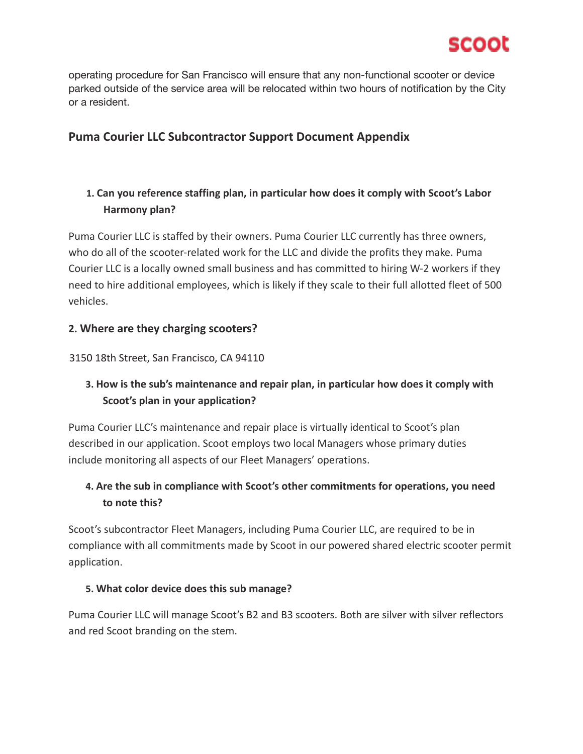operating procedure for San Francisco will ensure that any non-functional scooter or device parked outside of the service area will be relocated within two hours of notification by the City or a resident.

## Puma Courier LLC Subcontractor Support Document Appendix

**1. Can you reference staffing plan, in particular how does it comply with Scoot's Labor Harmony plan?**

Puma Courier LLC is staffed by their owners. Puma Courier LLC currently has three owners, who do all of the scooter-related work for the LLC and divide the profits they make. Puma Courier LLC is a locally owned small business and has committed to hiring W-2 workers if they need to hire additional employees, which is likely if they scale to their full allotted fleet of 500 vehicles.

**2. Where are they charging scooters?**

3150 18th Street, San Francisco, CA 94110

**3. How is the sub's maintenance and repair plan, in particular how does it comply with Scoot's plan in your application?**

Puma Courier LLC's maintenance and repair place is virtually identical to Scoot's plan described in our application. Scoot employs two local Managers whose primary duties include monitoring all aspects of our Fleet Managers' operations.

**4. Are the sub in compliance with Scoot's other commitments for operations, you need to note this?**

Scoot's subcontractor Fleet Managers, including Puma Courier LLC, are required to be in compliance with all commitments made by Scoot in our powered shared electric scooter permit application.

**5. What color device does this sub manage?**

Puma Courier LLC will manage Scoot's B2 and B3 scooters. Both are silver with silver reflectors and red Scoot branding on the stem.